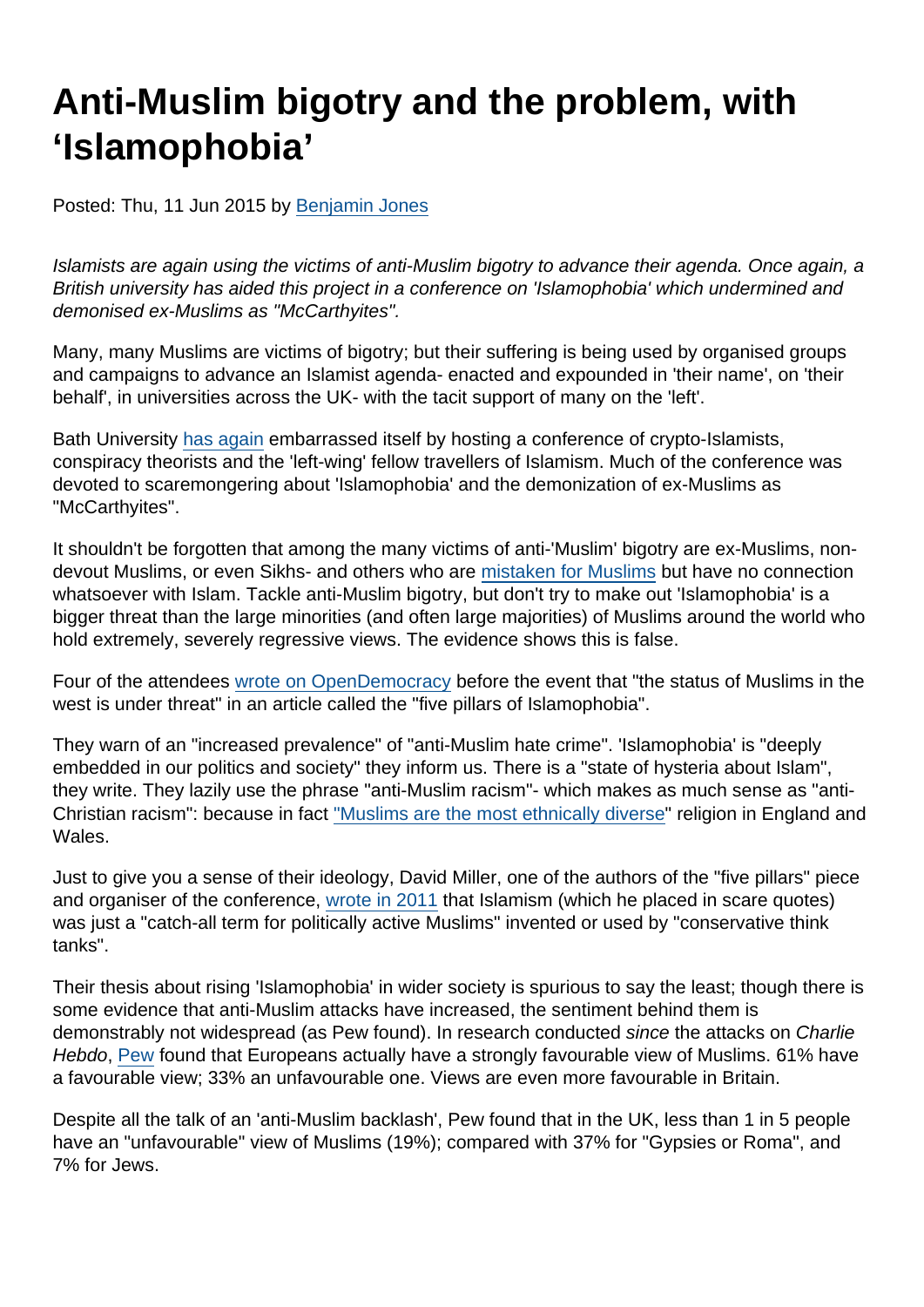# Anti-Muslim bigotry and the problem, with 'Islamophobia'

Posted: Thu, 11 Jun 2015 by Benjamin Jones

*Islamists are again using the victims of anti-Muslim bigotry to advance their agenda. Once again, a British university has aided this project in a conference on 'Islamophobia' which undermined and demonised ex-Muslims as "McCarthyites".*

Many, many Muslims are victims of bigotry; but their suffering is being used by organised groups and campaigns to advance an Islamist agenda- enacted and expounded in 'their name', on 'their behalf', in universities across the UK- with the tacit support of many on the 'left'.

Bath University has again embarrassed itself by hosting a conference of crypto-Islamists, conspiracy theorists and the 'left-wing' fellow travellers of Islamism. Much of the conference was devoted to scaremongering about 'Islamophobia' and the demonization of ex-Muslims as "McCarthyites".

It shouldn't be forgotten that among the many victims of anti-'Muslim' bigotry are ex-Muslims, non-devout Muslims, or even Sikhs- and others who are mistaken for Muslims but have no connection whatsoever with Islam. Tackle anti-Muslim bigotry, but don't try to make out 'Islamophobia' is a bigger threat than the large minorities (and often large majorities) of Muslims around the world who hold extremely, severely regressive views. The evidence shows this is false.

Four of the attendees wrote on OpenDemocracy before the event that "the status of Muslims in the west is under threat" in an article called the "five pillars of Islamophobia".

They warn of an "increased prevalence" of "anti-Muslim hate crime". 'Islamophobia' is "deeply embedded in our politics and society" they inform us. There is a "state of hysteria about Islam", they write. They lazily use the phrase "anti-Muslim racism"- which makes as much sense as "anti-Christian racism": because in fact "Muslims are the most ethnically diverse" religion in England and Wales.

Just to give you a sense of their ideology, David Miller, one of the authors of the "five pillars" piece and organiser of the conference, wrote in 2011 that Islamism (which he placed in scare quotes) was just a "catch-all term for politically active Muslims" invented or used by "conservative think tanks".

Their thesis about rising 'Islamophobia' in wider society is spurious to say the least; though there is some evidence that anti-Muslim attacks have increased, the sentiment behind them is demonstrably not widespread (as Pew found). In research conducted *since* the attacks on *Charlie Hebdo*, Pew found that Europeans actually have a strongly favourable view of Muslims. 61% have a favourable view; 33% an unfavourable one. Views are even more favourable in Britain.

Despite all the talk of an 'anti-Muslim backlash', Pew found that in the UK, less than 1 in 5 people have an "unfavourable" view of Muslims (19%); compared with 37% for "Gypsies or Roma", and 7% for Jews.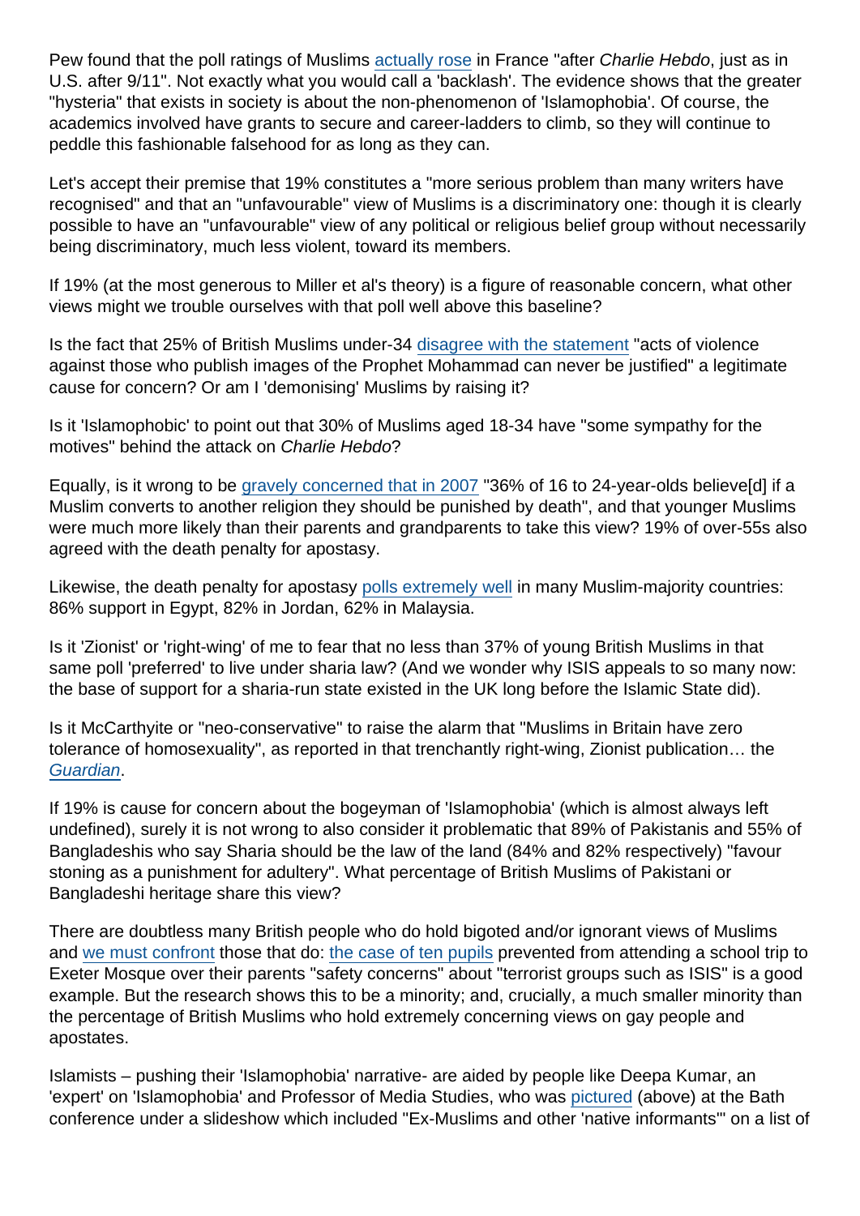Pew found that the poll ratings of Muslims actually rose in France "after *Charlie Hebdo*, just as in U.S. after 9/11". Not exactly what you would call a 'backlash'. The evidence shows that the greater "hysteria" that exists in society is about the non-phenomenon of 'Islamophobia'. Of course, the academics involved have grants to secure and career-ladders to climb, so they will continue to peddle this fashionable falsehood for as long as they can.

Let's accept their premise that 19% constitutes a "more serious problem than many writers have recognised" and that an "unfavourable" view of Muslims is a discriminatory one: though it is clearly possible to have an "unfavourable" view of any political or religious belief group without necessarily being discriminatory, much less violent, toward its members.

If 19% (at the most generous to Miller et al's theory) is a figure of reasonable concern, what other views might we trouble ourselves with that poll well above this baseline?

Is the fact that 25% of British Muslims under-34 disagree with the statement "acts of violence against those who publish images of the Prophet Mohammad can never be justified" a legitimate cause for concern? Or am I 'demonising' Muslims by raising it?

Is it 'Islamophobic' to point out that 30% of Muslims aged 18-34 have "some sympathy for the motives" behind the attack on *Charlie Hebdo*?

Equally, is it wrong to be gravely concerned that in 2007 "36% of 16 to 24-year-olds believe[d] if a Muslim converts to another religion they should be punished by death", and that younger Muslims were much more likely than their parents and grandparents to take this view? 19% of over-55s also agreed with the death penalty for apostasy.

Likewise, the death penalty for apostasy polls extremely well in many Muslim-majority countries: 86% support in Egypt, 82% in Jordan, 62% in Malaysia.

Is it 'Zionist' or 'right-wing' of me to fear that no less than 37% of young British Muslims in that same poll 'preferred' to live under sharia law? (And we wonder why ISIS appeals to so many now: the base of support for a sharia-run state existed in the UK long before the Islamic State did).

Is it McCarthyite or "neo-conservative" to raise the alarm that "Muslims in Britain have zero tolerance of homosexuality", as reported in that trenchantly right-wing, Zionist publication… the *Guardian*.

If 19% is cause for concern about the bogeyman of 'Islamophobia' (which is almost always left undefined), surely it is not wrong to also consider it problematic that 89% of Pakistanis and 55% of Bangladeshis who say Sharia should be the law of the land (84% and 82% respectively) "favour stoning as a punishment for adultery". What percentage of British Muslims of Pakistani or Bangladeshi heritage share this view?

There are doubtless many British people who do hold bigoted and/or ignorant views of Muslims and we must confront those that do: the case of ten pupils prevented from attending a school trip to Exeter Mosque over their parents "safety concerns" about "terrorist groups such as ISIS" is a good example. But the research shows this to be a minority; and, crucially, a much smaller minority than the percentage of British Muslims who hold extremely concerning views on gay people and apostates.

Islamists – pushing their 'Islamophobia' narrative- are aided by people like Deepa Kumar, an 'expert' on 'Islamophobia' and Professor of Media Studies, who was pictured (above) at the Bath conference under a slideshow which included "Ex-Muslims and other 'native informants'" on a list of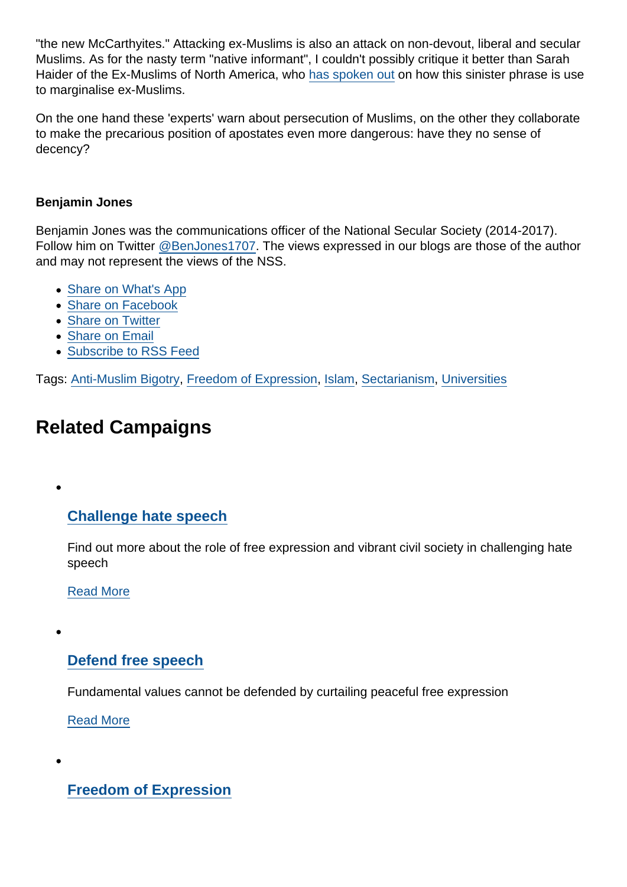"the new McCarthyites." Attacking ex-Muslims is also an attack on non-devout, liberal and secular Muslims. As for the nasty term "native informant", I couldn't possibly critique it better than Sarah Haider of the Ex-Muslims of North America, who has spoken out on how this sinister phrase is use to marginalise ex-Muslims.

On the one hand these 'experts' warn about persecution of Muslims, on the other they collaborate to make the precarious position of apostates even more dangerous: have they no sense of decency?

**Benjamin Jones**

Benjamin Jones was the communications officer of the National Secular Society (2014-2017). Follow him on Twitter @BenJones1707. The views expressed in our blogs are those of the author and may not represent the views of the NSS.

- Share on What's App
- Share on Facebook
- Share on Twitter
- Share on Email
- Subscribe to RSS Feed

Tags: Anti-Muslim Bigotry, Freedom of Expression, Islam, Sectarianism, Universities

## Related Campaigns

- ### Challenge hate speech

  Find out more about the role of free expression and vibrant civil society in challenging hate speech

  Read More

- ### Defend free speech

  Fundamental values cannot be defended by curtailing peaceful free expression

  Read More

- ### Freedom of Expression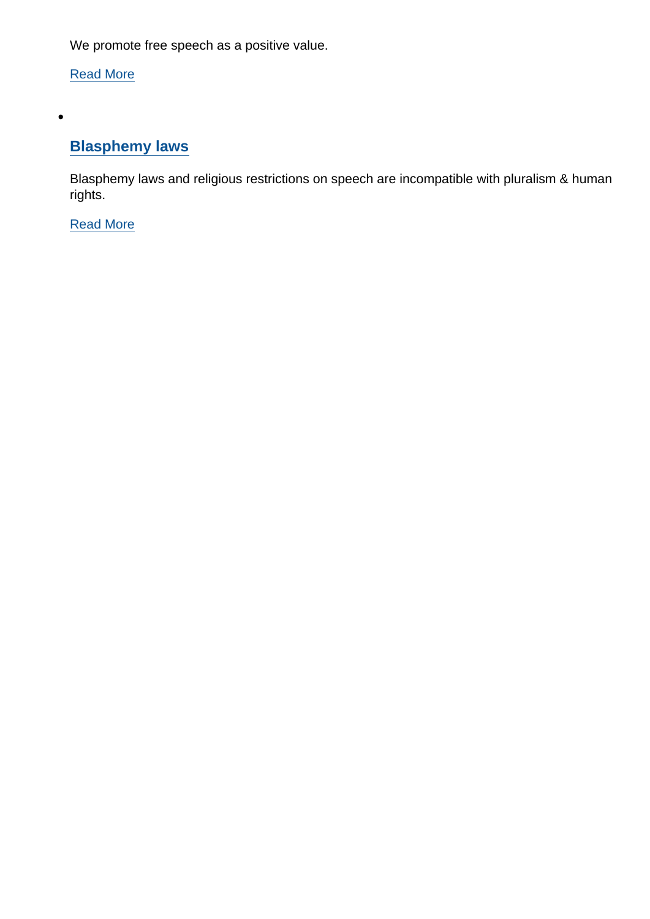We promote free speech as a positive value.

Read More

- ### Blasphemy laws

  Blasphemy laws and religious restrictions on speech are incompatible with pluralism & human rights.

  Read More